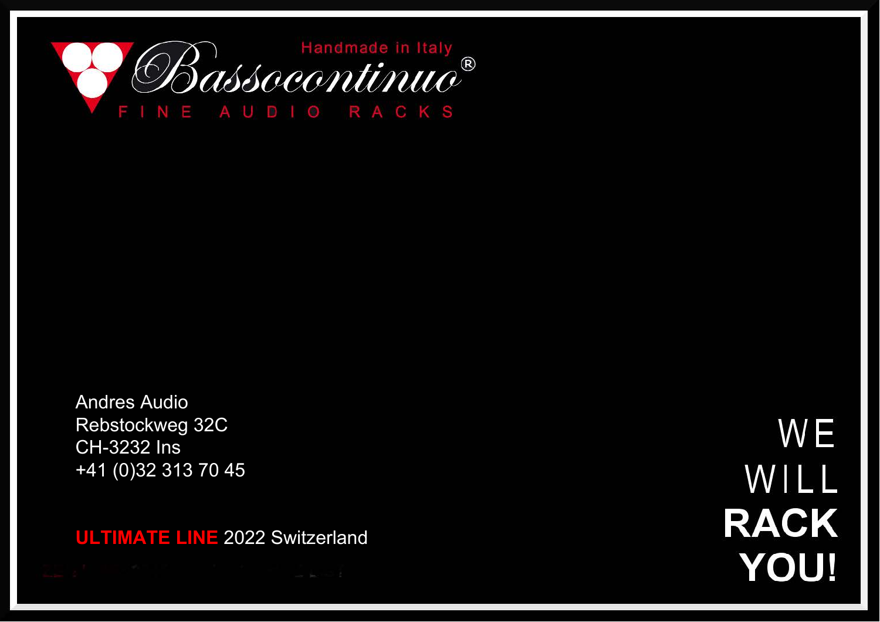Handmade in Italy

# Bassocontinuo®

FINE AUDIO RACKS

Andres Audio
Rebstockweg 32C
CH-3232 Ins
+41 (0)32 313 70 45

**ULTIMATE LINE** 2022 Switzerland

WE
WILL
**RACK**
**YOU!**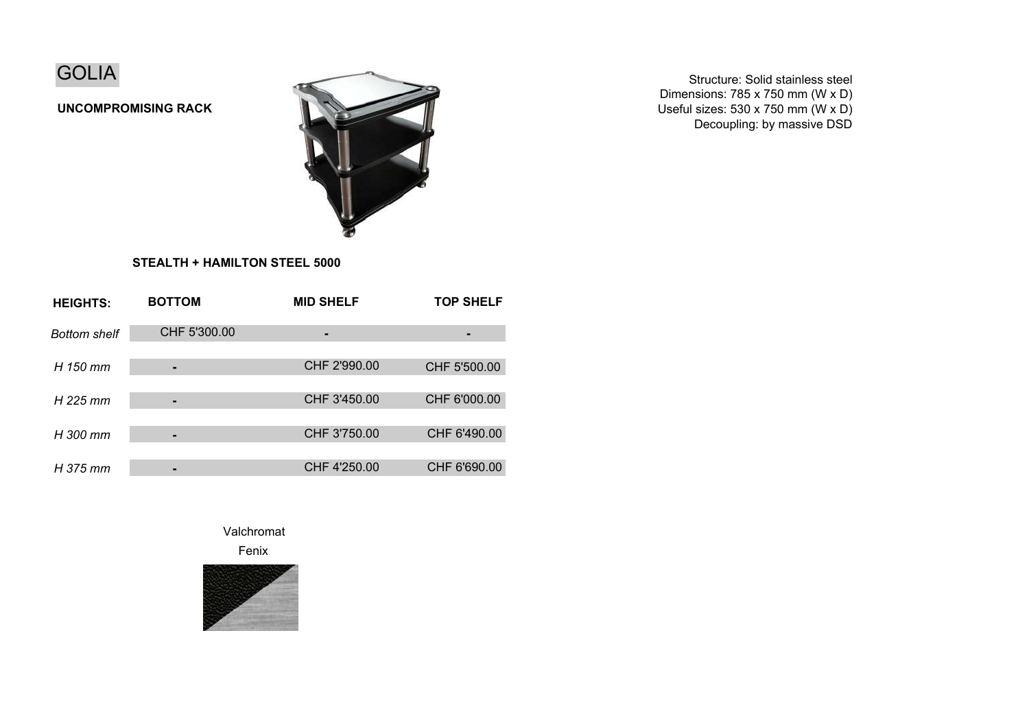# GOLIA

**UNCOMPROMISING RACK**

Structure: Solid stainless steel
Dimensions: 785 x 750 mm (W x D)
Useful sizes: 530 x 750 mm (W x D)
Decoupling: by massive DSD

**STEALTH + HAMILTON STEEL 5000**

| **HEIGHTS:** | **BOTTOM** | **MID SHELF** | **TOP SHELF** |
|---|---|---|---|
| *Bottom shelf* | CHF 5'300.00 | - | - |
| *H 150 mm* | - | CHF 2'990.00 | CHF 5'500.00 |
| *H 225 mm* | - | CHF 3'450.00 | CHF 6'000.00 |
| *H 300 mm* | - | CHF 3'750.00 | CHF 6'490.00 |
| *H 375 mm* | - | CHF 4'250.00 | CHF 6'690.00 |

Valchromat
Fenix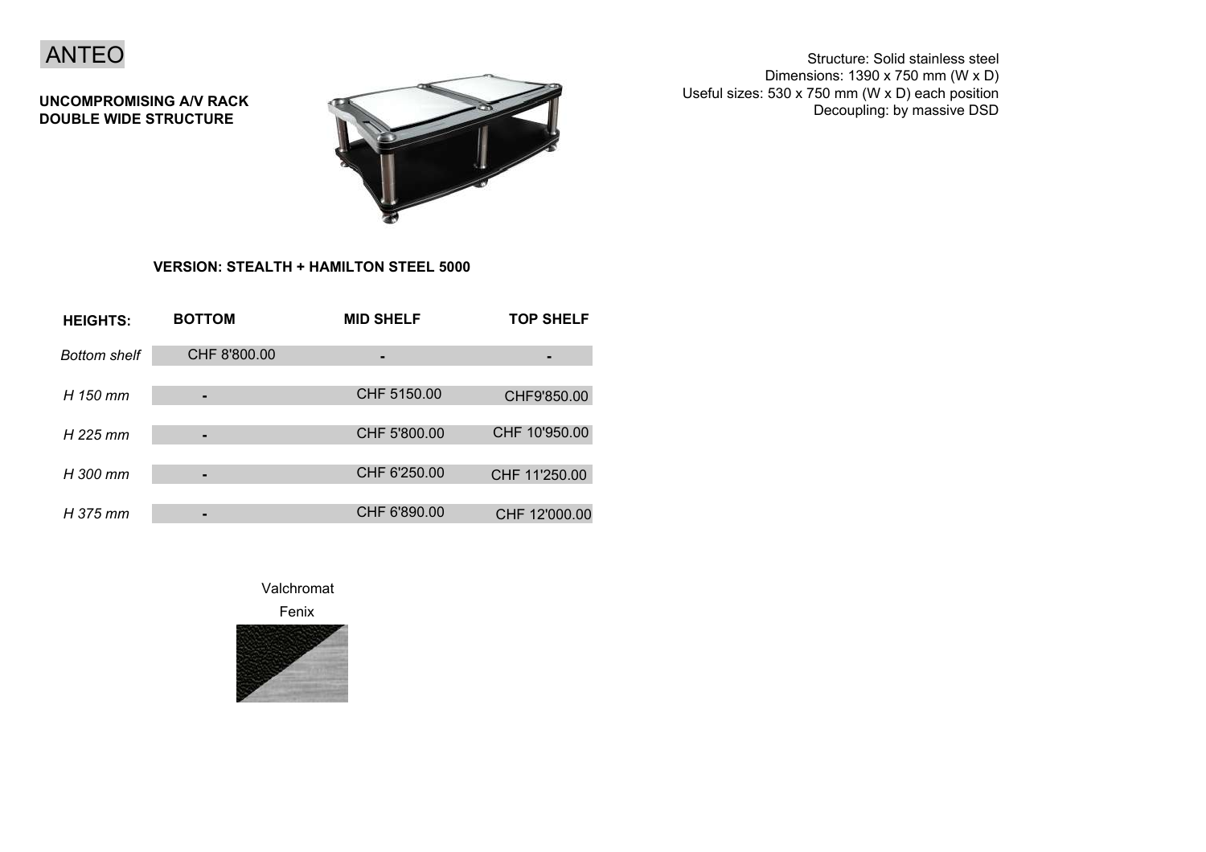# ANTEO

**UNCOMPROMISING A/V RACK**
**DOUBLE WIDE STRUCTURE**

Structure: Solid stainless steel
Dimensions: 1390 x 750 mm (W x D)
Useful sizes: 530 x 750 mm (W x D) each position
Decoupling: by massive DSD

**VERSION: STEALTH + HAMILTON STEEL 5000**

| **HEIGHTS:** | **BOTTOM** | **MID SHELF** | **TOP SHELF** |
|---|---|---|---|
| *Bottom shelf* | CHF 8'800.00 | - | - |
| *H 150 mm* | - | CHF 5150.00 | CHF9'850.00 |
| *H 225 mm* | - | CHF 5'800.00 | CHF 10'950.00 |
| *H 300 mm* | - | CHF 6'250.00 | CHF 11'250.00 |
| *H 375 mm* | - | CHF 6'890.00 | CHF 12'000.00 |

Valchromat

Fenix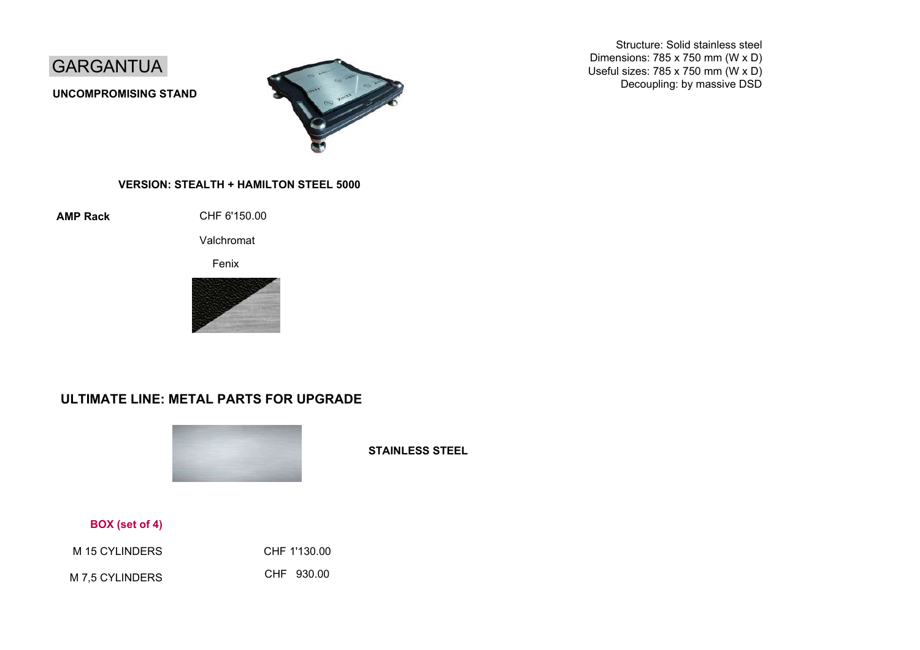# GARGANTUA

**UNCOMPROMISING STAND**

Structure: Solid stainless steel
Dimensions: 785 x 750 mm (W x D)
Useful sizes: 785 x 750 mm (W x D)
Decoupling: by massive DSD

**VERSION: STEALTH + HAMILTON STEEL 5000**

| | |
|---|---|
| **AMP Rack** | CHF 6'150.00 |

Valchromat

Fenix

## ULTIMATE LINE: METAL PARTS FOR UPGRADE

**STAINLESS STEEL**

**BOX (set of 4)**

| | |
|---|---|
| M 15 CYLINDERS | CHF 1'130.00 |
| M 7,5 CYLINDERS | CHF 930.00 |